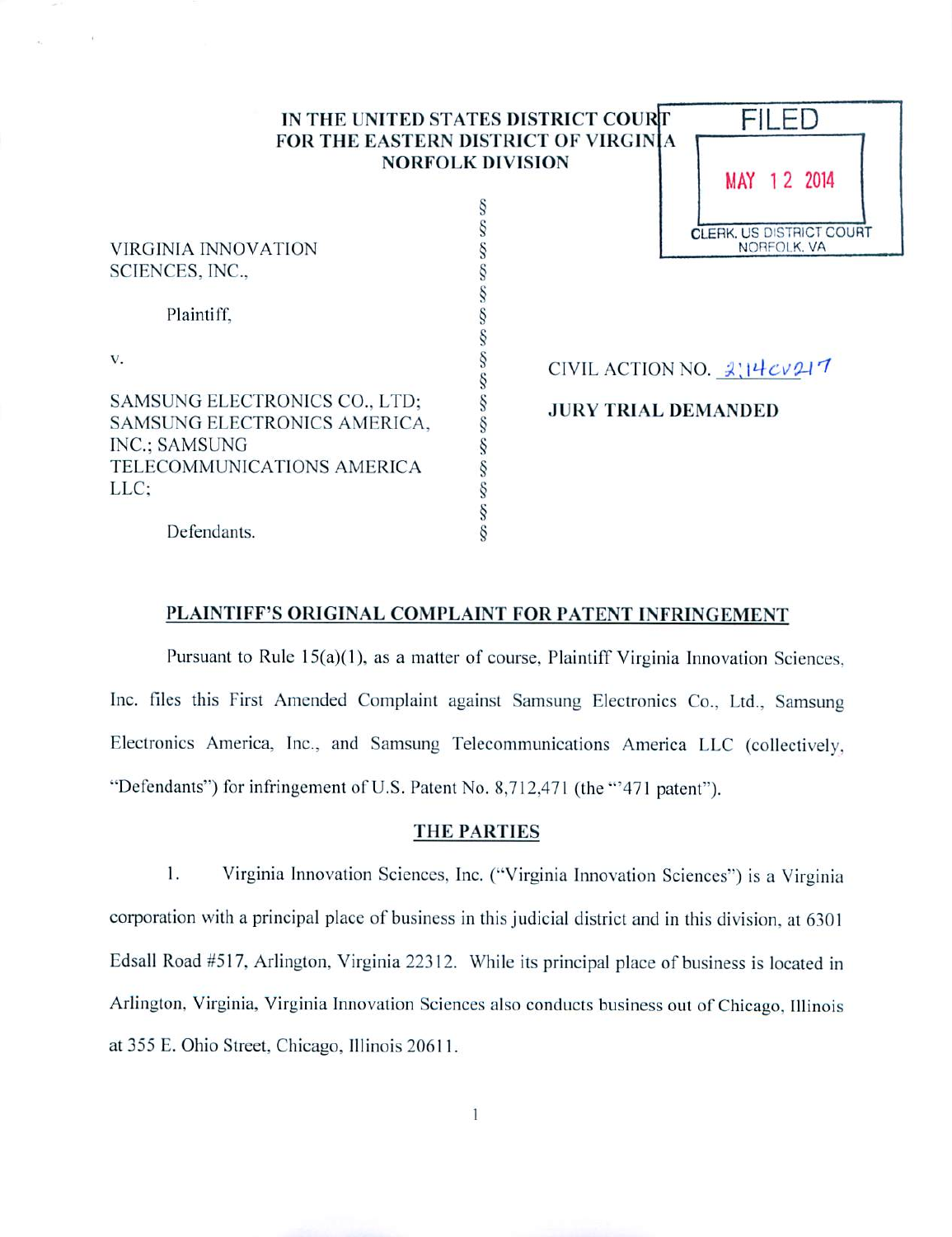**IN THE UNITED STATES DISTRICT COURT**
**FOR THE EASTERN DISTRICT OF VIRGINIA**
**NORFOLK DIVISION**

FILED
MAY 12 2014
CLERK, US DISTRICT COURT
NORFOLK, VA

VIRGINIA INNOVATION SCIENCES, INC.,

Plaintiff,

v.

SAMSUNG ELECTRONICS CO., LTD; SAMSUNG ELECTRONICS AMERICA, INC.; SAMSUNG TELECOMMUNICATIONS AMERICA LLC;

Defendants.

CIVIL ACTION NO. 2:14cv217

**JURY TRIAL DEMANDED**

**PLAINTIFF'S ORIGINAL COMPLAINT FOR PATENT INFRINGEMENT**

Pursuant to Rule 15(a)(1), as a matter of course, Plaintiff Virginia Innovation Sciences, Inc. files this First Amended Complaint against Samsung Electronics Co., Ltd., Samsung Electronics America, Inc., and Samsung Telecommunications America LLC (collectively, "Defendants") for infringement of U.S. Patent No. 8,712,471 (the "'471 patent").

**THE PARTIES**

1. Virginia Innovation Sciences, Inc. ("Virginia Innovation Sciences") is a Virginia corporation with a principal place of business in this judicial district and in this division, at 6301 Edsall Road #517, Arlington, Virginia 22312. While its principal place of business is located in Arlington, Virginia, Virginia Innovation Sciences also conducts business out of Chicago, Illinois at 355 E. Ohio Street, Chicago, Illinois 20611.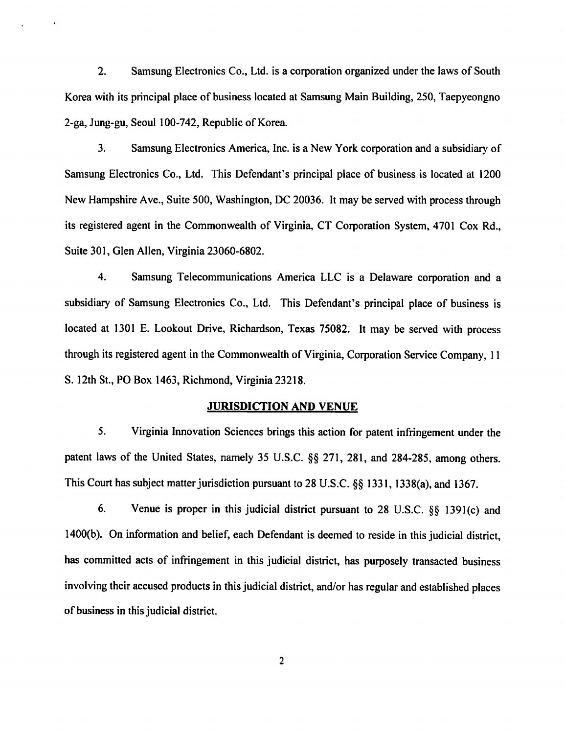2. Samsung Electronics Co., Ltd. is a corporation organized under the laws of South Korea with its principal place of business located at Samsung Main Building, 250, Taepyeongno 2-ga, Jung-gu, Seoul 100-742, Republic of Korea.

3. Samsung Electronics America, Inc. is a New York corporation and a subsidiary of Samsung Electronics Co., Ltd. This Defendant's principal place of business is located at 1200 New Hampshire Ave., Suite 500, Washington, DC 20036. It may be served with process through its registered agent in the Commonwealth of Virginia, CT Corporation System, 4701 Cox Rd., Suite 301, Glen Allen, Virginia 23060-6802.

4. Samsung Telecommunications America LLC is a Delaware corporation and a subsidiary of Samsung Electronics Co., Ltd. This Defendant's principal place of business is located at 1301 E. Lookout Drive, Richardson, Texas 75082. It may be served with process through its registered agent in the Commonwealth of Virginia, Corporation Service Company, 11 S. 12th St., PO Box 1463, Richmond, Virginia 23218.

## JURISDICTION AND VENUE

5. Virginia Innovation Sciences brings this action for patent infringement under the patent laws of the United States, namely 35 U.S.C. §§ 271, 281, and 284-285, among others. This Court has subject matter jurisdiction pursuant to 28 U.S.C. §§ 1331, 1338(a), and 1367.

6. Venue is proper in this judicial district pursuant to 28 U.S.C. §§ 1391(c) and 1400(b). On information and belief, each Defendant is deemed to reside in this judicial district, has committed acts of infringement in this judicial district, has purposely transacted business involving their accused products in this judicial district, and/or has regular and established places of business in this judicial district.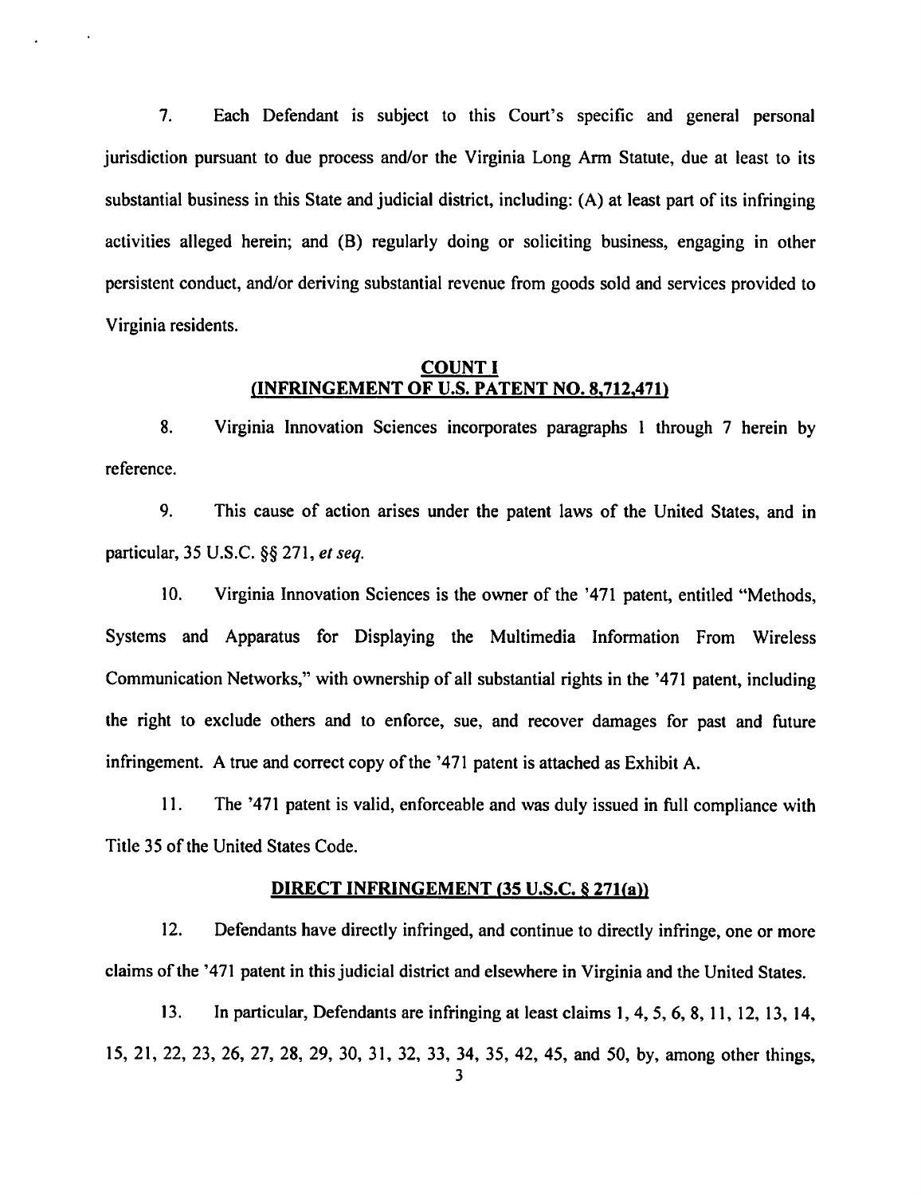7. Each Defendant is subject to this Court's specific and general personal jurisdiction pursuant to due process and/or the Virginia Long Arm Statute, due at least to its substantial business in this State and judicial district, including: (A) at least part of its infringing activities alleged herein; and (B) regularly doing or soliciting business, engaging in other persistent conduct, and/or deriving substantial revenue from goods sold and services provided to Virginia residents.

## COUNT I
## (INFRINGEMENT OF U.S. PATENT NO. 8,712,471)

8. Virginia Innovation Sciences incorporates paragraphs 1 through 7 herein by reference.

9. This cause of action arises under the patent laws of the United States, and in particular, 35 U.S.C. §§ 271, *et seq.*

10. Virginia Innovation Sciences is the owner of the '471 patent, entitled "Methods, Systems and Apparatus for Displaying the Multimedia Information From Wireless Communication Networks," with ownership of all substantial rights in the '471 patent, including the right to exclude others and to enforce, sue, and recover damages for past and future infringement. A true and correct copy of the '471 patent is attached as Exhibit A.

11. The '471 patent is valid, enforceable and was duly issued in full compliance with Title 35 of the United States Code.

### DIRECT INFRINGEMENT (35 U.S.C. § 271(a))

12. Defendants have directly infringed, and continue to directly infringe, one or more claims of the '471 patent in this judicial district and elsewhere in Virginia and the United States.

13. In particular, Defendants are infringing at least claims 1, 4, 5, 6, 8, 11, 12, 13, 14, 15, 21, 22, 23, 26, 27, 28, 29, 30, 31, 32, 33, 34, 35, 42, 45, and 50, by, among other things,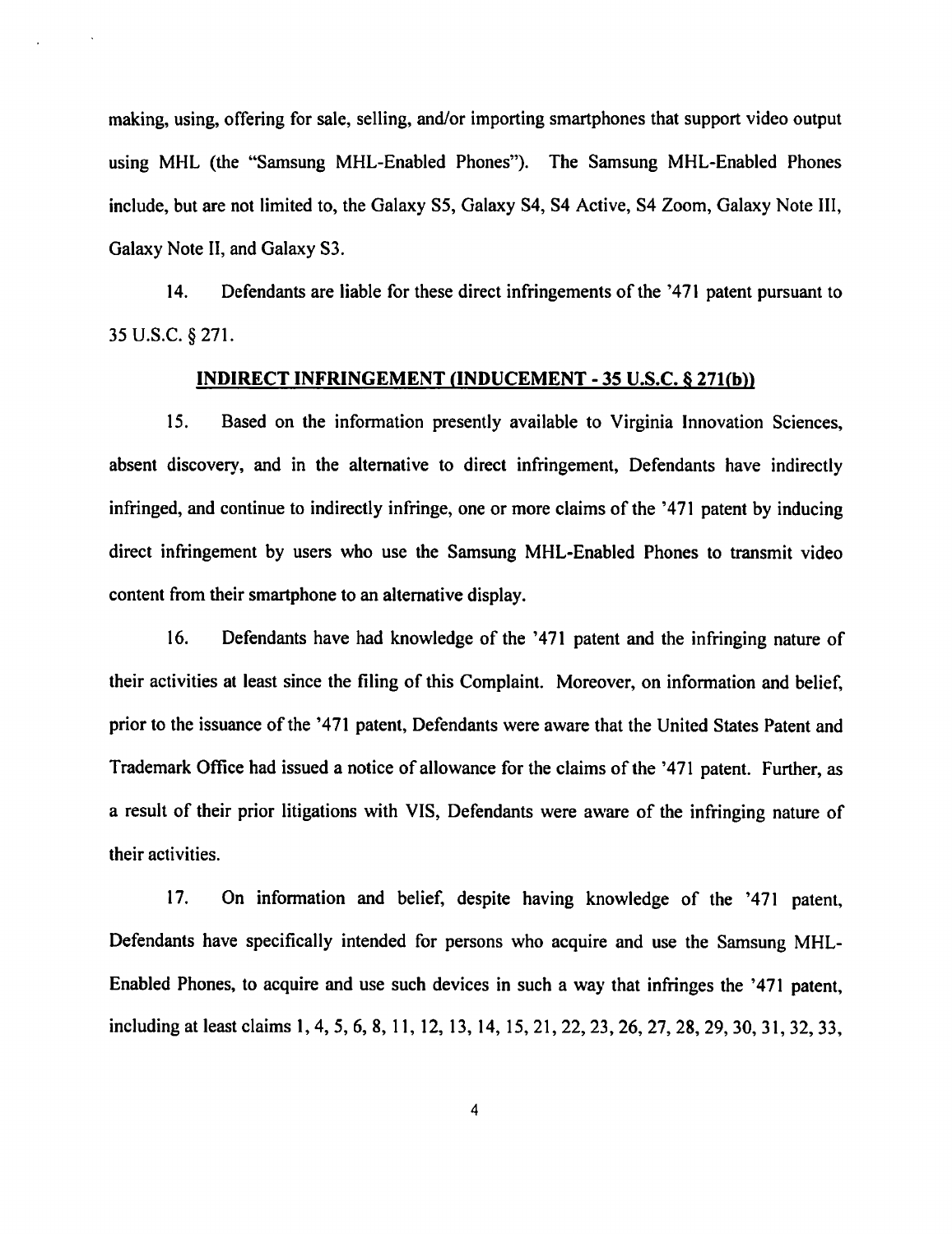making, using, offering for sale, selling, and/or importing smartphones that support video output using MHL (the "Samsung MHL-Enabled Phones"). The Samsung MHL-Enabled Phones include, but are not limited to, the Galaxy S5, Galaxy S4, S4 Active, S4 Zoom, Galaxy Note III, Galaxy Note II, and Galaxy S3.

14. Defendants are liable for these direct infringements of the '471 patent pursuant to 35 U.S.C. § 271.

## INDIRECT INFRINGEMENT (INDUCEMENT - 35 U.S.C. § 271(b))

15. Based on the information presently available to Virginia Innovation Sciences, absent discovery, and in the alternative to direct infringement, Defendants have indirectly infringed, and continue to indirectly infringe, one or more claims of the '471 patent by inducing direct infringement by users who use the Samsung MHL-Enabled Phones to transmit video content from their smartphone to an alternative display.

16. Defendants have had knowledge of the '471 patent and the infringing nature of their activities at least since the filing of this Complaint. Moreover, on information and belief, prior to the issuance of the '471 patent, Defendants were aware that the United States Patent and Trademark Office had issued a notice of allowance for the claims of the '471 patent. Further, as a result of their prior litigations with VIS, Defendants were aware of the infringing nature of their activities.

17. On information and belief, despite having knowledge of the '471 patent, Defendants have specifically intended for persons who acquire and use the Samsung MHL-Enabled Phones, to acquire and use such devices in such a way that infringes the '471 patent, including at least claims 1, 4, 5, 6, 8, 11, 12, 13, 14, 15, 21, 22, 23, 26, 27, 28, 29, 30, 31, 32, 33,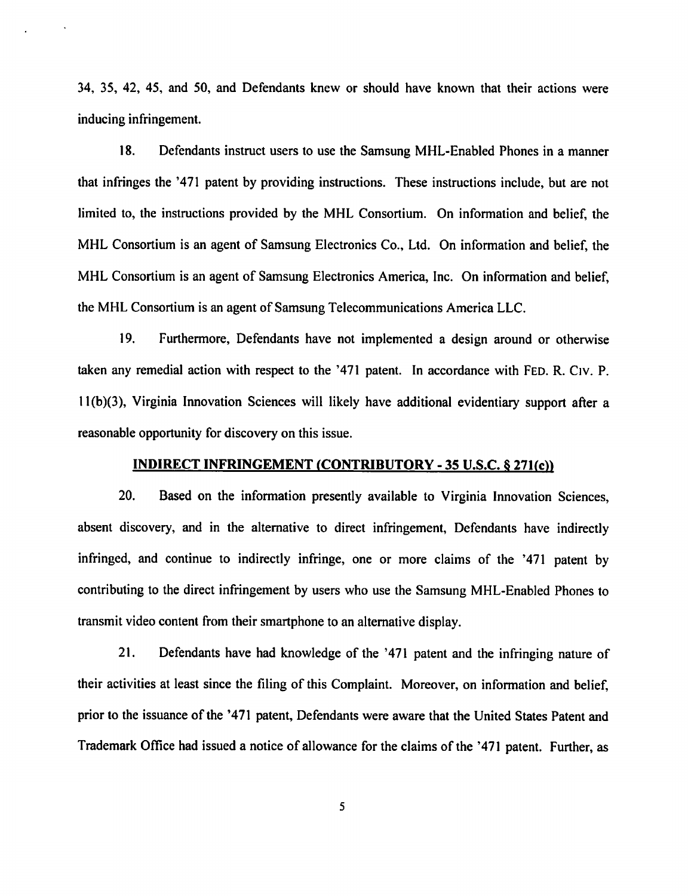34, 35, 42, 45, and 50, and Defendants knew or should have known that their actions were inducing infringement.

18. Defendants instruct users to use the Samsung MHL-Enabled Phones in a manner that infringes the '471 patent by providing instructions. These instructions include, but are not limited to, the instructions provided by the MHL Consortium. On information and belief, the MHL Consortium is an agent of Samsung Electronics Co., Ltd. On information and belief, the MHL Consortium is an agent of Samsung Electronics America, Inc. On information and belief, the MHL Consortium is an agent of Samsung Telecommunications America LLC.

19. Furthermore, Defendants have not implemented a design around or otherwise taken any remedial action with respect to the '471 patent. In accordance with FED. R. CIV. P. 11(b)(3), Virginia Innovation Sciences will likely have additional evidentiary support after a reasonable opportunity for discovery on this issue.

## INDIRECT INFRINGEMENT (CONTRIBUTORY - 35 U.S.C. § 271(c))

20. Based on the information presently available to Virginia Innovation Sciences, absent discovery, and in the alternative to direct infringement, Defendants have indirectly infringed, and continue to indirectly infringe, one or more claims of the '471 patent by contributing to the direct infringement by users who use the Samsung MHL-Enabled Phones to transmit video content from their smartphone to an alternative display.

21. Defendants have had knowledge of the '471 patent and the infringing nature of their activities at least since the filing of this Complaint. Moreover, on information and belief, prior to the issuance of the '471 patent, Defendants were aware that the United States Patent and Trademark Office had issued a notice of allowance for the claims of the '471 patent. Further, as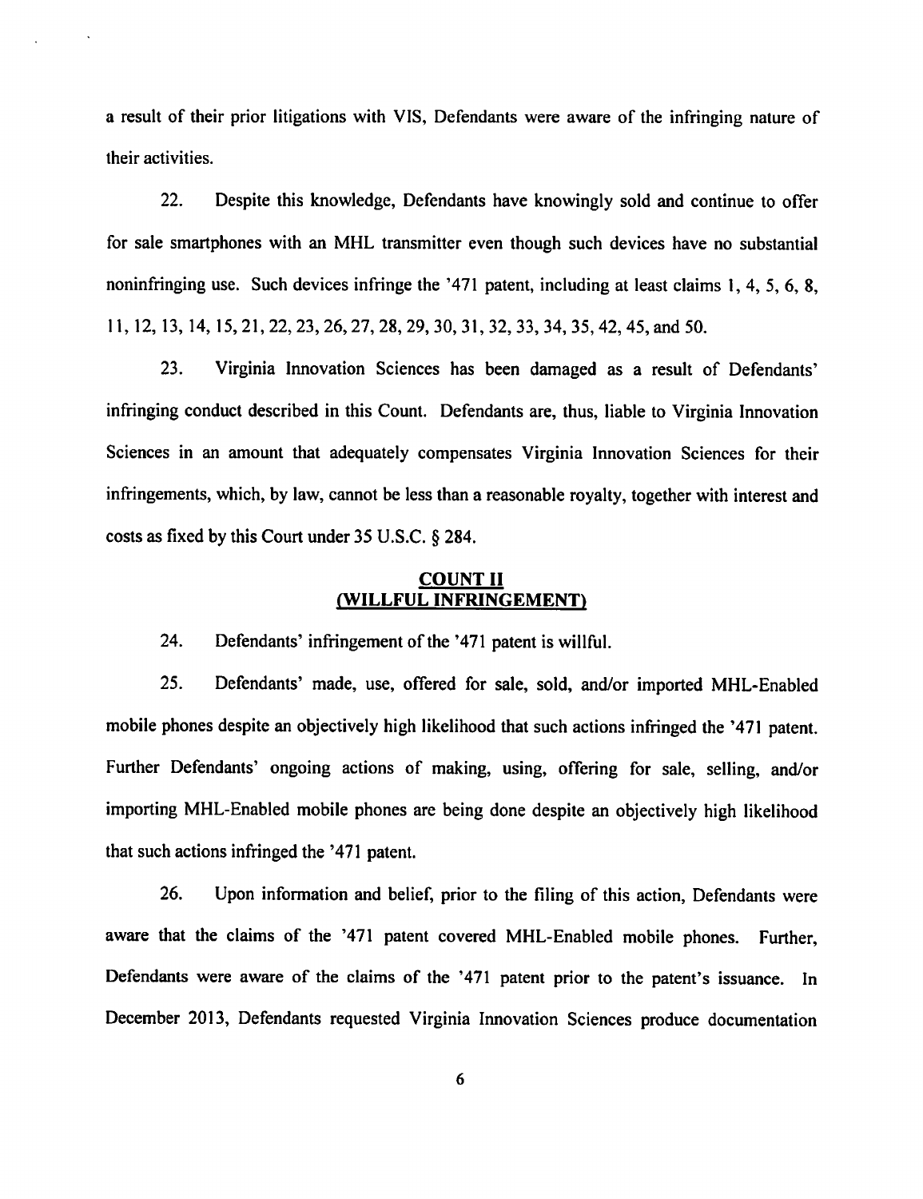a result of their prior litigations with VIS, Defendants were aware of the infringing nature of their activities.

22. Despite this knowledge, Defendants have knowingly sold and continue to offer for sale smartphones with an MHL transmitter even though such devices have no substantial noninfringing use. Such devices infringe the '471 patent, including at least claims 1, 4, 5, 6, 8, 11, 12, 13, 14, 15, 21, 22, 23, 26, 27, 28, 29, 30, 31, 32, 33, 34, 35, 42, 45, and 50.

23. Virginia Innovation Sciences has been damaged as a result of Defendants' infringing conduct described in this Count. Defendants are, thus, liable to Virginia Innovation Sciences in an amount that adequately compensates Virginia Innovation Sciences for their infringements, which, by law, cannot be less than a reasonable royalty, together with interest and costs as fixed by this Court under 35 U.S.C. § 284.

## COUNT II
## (WILLFUL INFRINGEMENT)

24. Defendants' infringement of the '471 patent is willful.

25. Defendants' made, use, offered for sale, sold, and/or imported MHL-Enabled mobile phones despite an objectively high likelihood that such actions infringed the '471 patent. Further Defendants' ongoing actions of making, using, offering for sale, selling, and/or importing MHL-Enabled mobile phones are being done despite an objectively high likelihood that such actions infringed the '471 patent.

26. Upon information and belief, prior to the filing of this action, Defendants were aware that the claims of the '471 patent covered MHL-Enabled mobile phones. Further, Defendants were aware of the claims of the '471 patent prior to the patent's issuance. In December 2013, Defendants requested Virginia Innovation Sciences produce documentation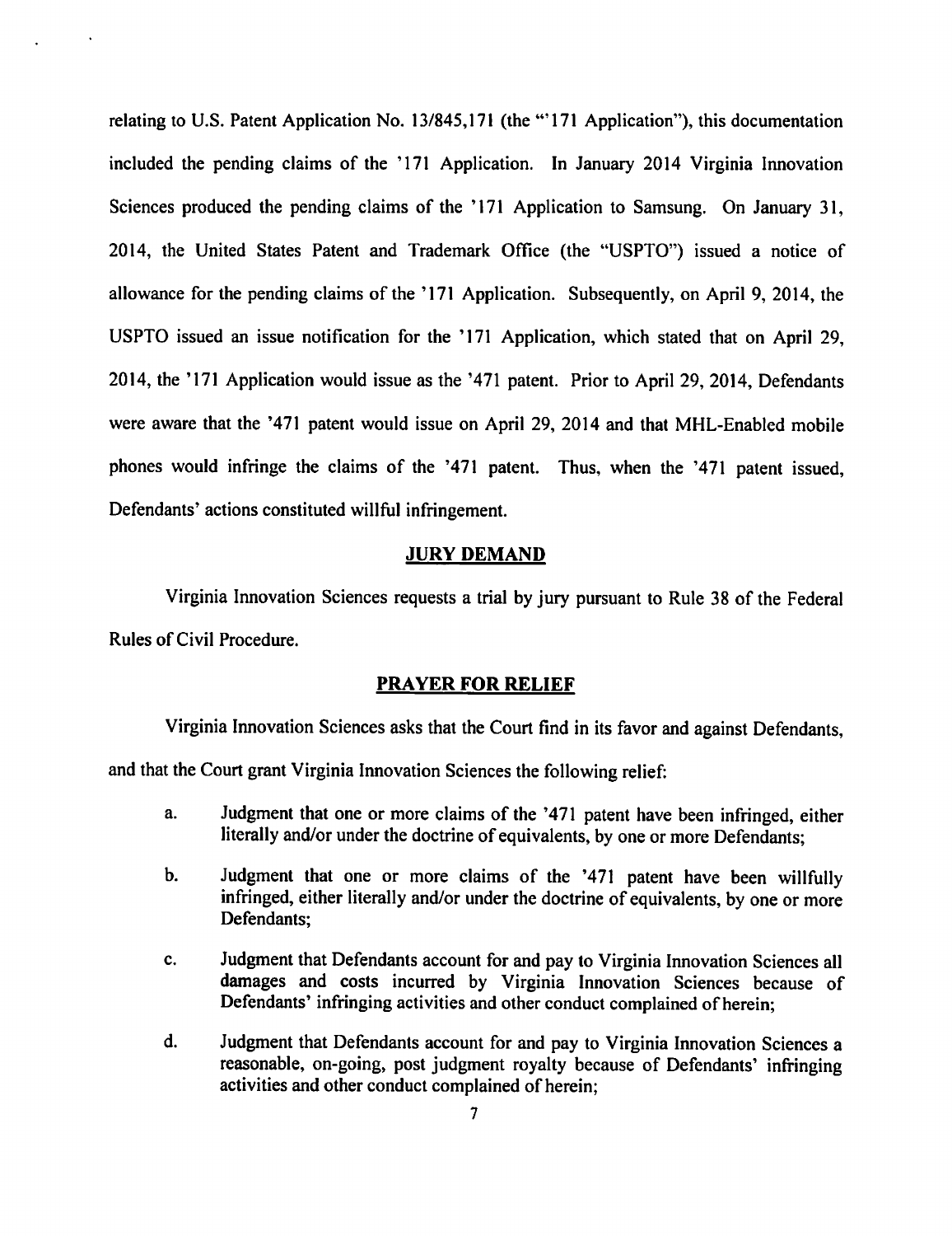relating to U.S. Patent Application No. 13/845,171 (the "'171 Application"), this documentation included the pending claims of the '171 Application. In January 2014 Virginia Innovation Sciences produced the pending claims of the '171 Application to Samsung. On January 31, 2014, the United States Patent and Trademark Office (the "USPTO") issued a notice of allowance for the pending claims of the '171 Application. Subsequently, on April 9, 2014, the USPTO issued an issue notification for the '171 Application, which stated that on April 29, 2014, the '171 Application would issue as the '471 patent. Prior to April 29, 2014, Defendants were aware that the '471 patent would issue on April 29, 2014 and that MHL-Enabled mobile phones would infringe the claims of the '471 patent. Thus, when the '471 patent issued, Defendants' actions constituted willful infringement.

## JURY DEMAND

Virginia Innovation Sciences requests a trial by jury pursuant to Rule 38 of the Federal Rules of Civil Procedure.

## PRAYER FOR RELIEF

Virginia Innovation Sciences asks that the Court find in its favor and against Defendants, and that the Court grant Virginia Innovation Sciences the following relief:

a. Judgment that one or more claims of the '471 patent have been infringed, either literally and/or under the doctrine of equivalents, by one or more Defendants;

b. Judgment that one or more claims of the '471 patent have been willfully infringed, either literally and/or under the doctrine of equivalents, by one or more Defendants;

c. Judgment that Defendants account for and pay to Virginia Innovation Sciences all damages and costs incurred by Virginia Innovation Sciences because of Defendants' infringing activities and other conduct complained of herein;

d. Judgment that Defendants account for and pay to Virginia Innovation Sciences a reasonable, on-going, post judgment royalty because of Defendants' infringing activities and other conduct complained of herein;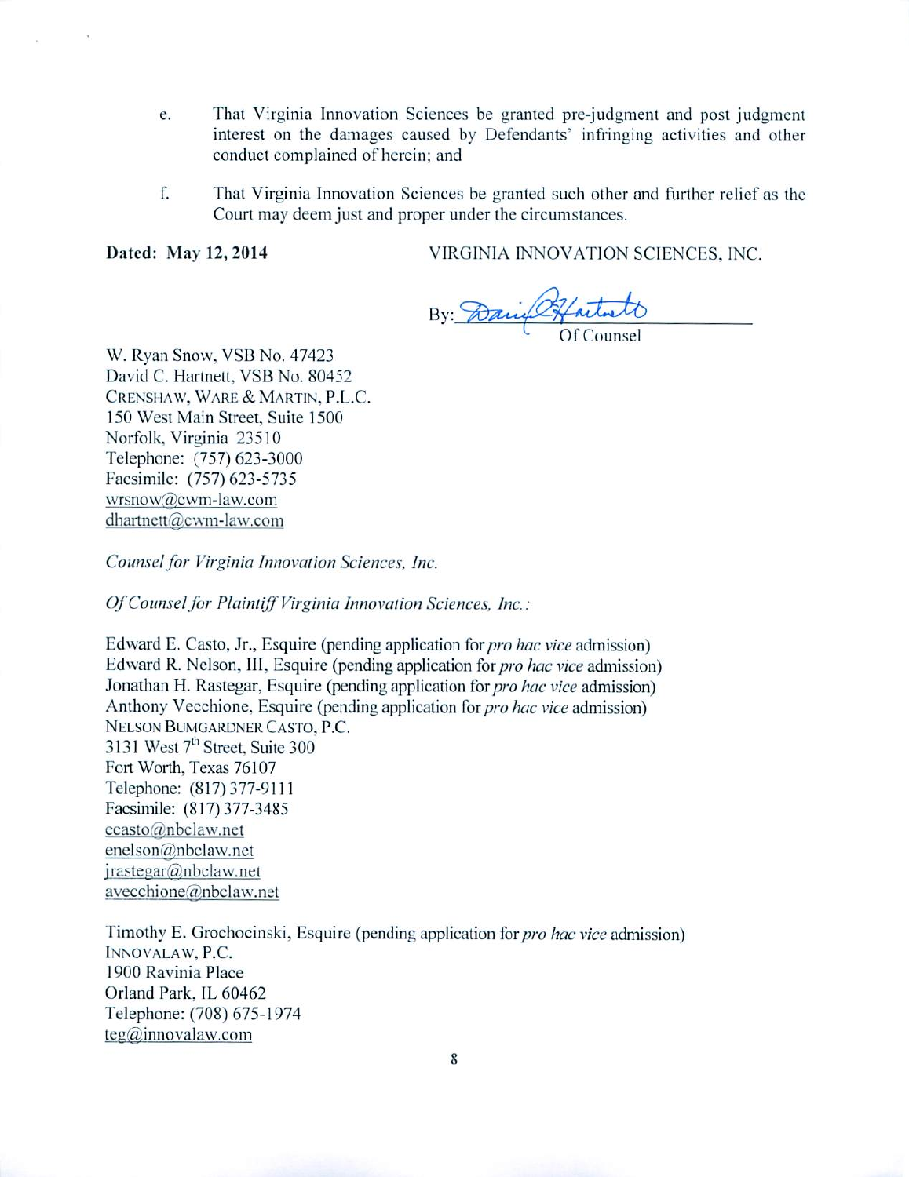e. That Virginia Innovation Sciences be granted pre-judgment and post judgment interest on the damages caused by Defendants' infringing activities and other conduct complained of herein; and

f. That Virginia Innovation Sciences be granted such other and further relief as the Court may deem just and proper under the circumstances.

**Dated: May 12, 2014**

VIRGINIA INNOVATION SCIENCES, INC.

By: ______________________
Of Counsel

W. Ryan Snow, VSB No. 47423
David C. Hartnett, VSB No. 80452
CRENSHAW, WARE & MARTIN, P.L.C.
150 West Main Street, Suite 1500
Norfolk, Virginia 23510
Telephone: (757) 623-3000
Facsimile: (757) 623-5735
wrsnow@cwm-law.com
dhartnett@cwm-law.com

*Counsel for Virginia Innovation Sciences, Inc.*

*Of Counsel for Plaintiff Virginia Innovation Sciences, Inc.:*

Edward E. Casto, Jr., Esquire (pending application for *pro hac vice* admission)
Edward R. Nelson, III, Esquire (pending application for *pro hac vice* admission)
Jonathan H. Rastegar, Esquire (pending application for *pro hac vice* admission)
Anthony Vecchione, Esquire (pending application for *pro hac vice* admission)
NELSON BUMGARDNER CASTO, P.C.
3131 West 7th Street, Suite 300
Fort Worth, Texas 76107
Telephone: (817) 377-9111
Facsimile: (817) 377-3485
ecasto@nbclaw.net
enelson@nbclaw.net
jrastegar@nbclaw.net
avecchione@nbclaw.net

Timothy E. Grochocinski, Esquire (pending application for *pro hac vice* admission)
INNOVALAW, P.C.
1900 Ravinia Place
Orland Park, IL 60462
Telephone: (708) 675-1974
teg@innovalaw.com